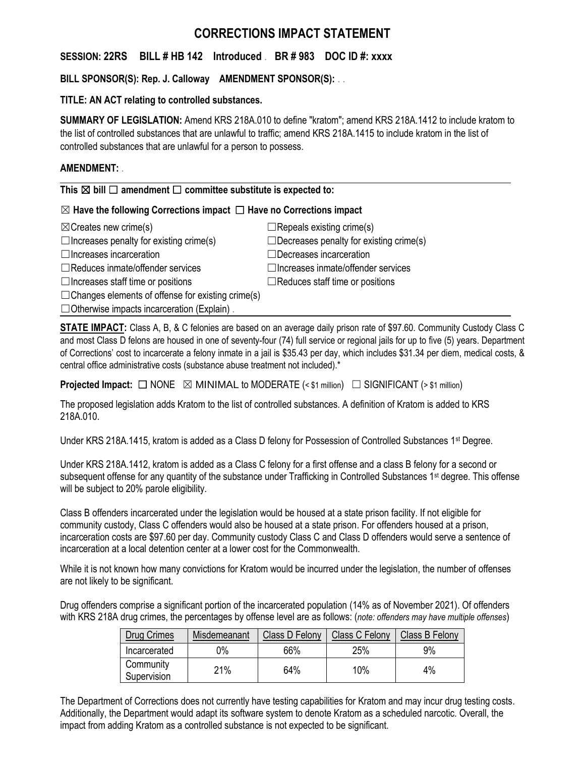# CORRECTIONS IMPACT STATEMENT

**SESSION: 22RS BILL # HB 142 Introduced . BR # 983 DOC ID #: xxxx**

**BILL SPONSOR(S): Rep. J. Calloway AMENDMENT SPONSOR(S):** . .

**TITLE: AN ACT relating to controlled substances.**

**SUMMARY OF LEGISLATION:** Amend KRS 218A.010 to define "kratom"; amend KRS 218A.1412 to include kratom to the list of controlled substances that are unlawful to traffic; amend KRS 218A.1415 to include kratom in the list of controlled substances that are unlawful for a person to possess.

**AMENDMENT:** .

---

**This ☒ bill ☐ amendment ☐ committee substitute is expected to:**

**☒ Have the following Corrections impact ☐ Have no Corrections impact**

☒Creates new crime(s)
☐Repeals existing crime(s)
☐Increases penalty for existing crime(s)
☐Decreases penalty for existing crime(s)
☐Increases incarceration
☐Decreases incarceration
☐Reduces inmate/offender services
☐Increases inmate/offender services
☐Increases staff time or positions
☐Reduces staff time or positions
☐Changes elements of offense for existing crime(s)
☐Otherwise impacts incarceration (Explain) .

---

**STATE IMPACT:** Class A, B, & C felonies are based on an average daily prison rate of $97.60. Community Custody Class C and most Class D felons are housed in one of seventy-four (74) full service or regional jails for up to five (5) years. Department of Corrections' cost to incarcerate a felony inmate in a jail is $35.43 per day, which includes $31.34 per diem, medical costs, & central office administrative costs (substance abuse treatment not included).*

**Projected Impact:** ☐ NONE ☒ MINIMAL to MODERATE (< $1 million) ☐ SIGNIFICANT (> $1 million)

The proposed legislation adds Kratom to the list of controlled substances. A definition of Kratom is added to KRS 218A.010.

Under KRS 218A.1415, kratom is added as a Class D felony for Possession of Controlled Substances 1st Degree.

Under KRS 218A.1412, kratom is added as a Class C felony for a first offense and a class B felony for a second or subsequent offense for any quantity of the substance under Trafficking in Controlled Substances 1st degree. This offense will be subject to 20% parole eligibility.

Class B offenders incarcerated under the legislation would be housed at a state prison facility. If not eligible for community custody, Class C offenders would also be housed at a state prison. For offenders housed at a prison, incarceration costs are $97.60 per day. Community custody Class C and Class D offenders would serve a sentence of incarceration at a local detention center at a lower cost for the Commonwealth.

While it is not known how many convictions for Kratom would be incurred under the legislation, the number of offenses are not likely to be significant.

Drug offenders comprise a significant portion of the incarcerated population (14% as of November 2021). Of offenders with KRS 218A drug crimes, the percentages by offense level are as follows: (*note: offenders may have multiple offenses*)

| Drug Crimes | Misdemeanant | Class D Felony | Class C Felony | Class B Felony |
|---|---|---|---|---|
| Incarcerated | 0% | 66% | 25% | 9% |
| Community Supervision | 21% | 64% | 10% | 4% |

The Department of Corrections does not currently have testing capabilities for Kratom and may incur drug testing costs. Additionally, the Department would adapt its software system to denote Kratom as a scheduled narcotic. Overall, the impact from adding Kratom as a controlled substance is not expected to be significant.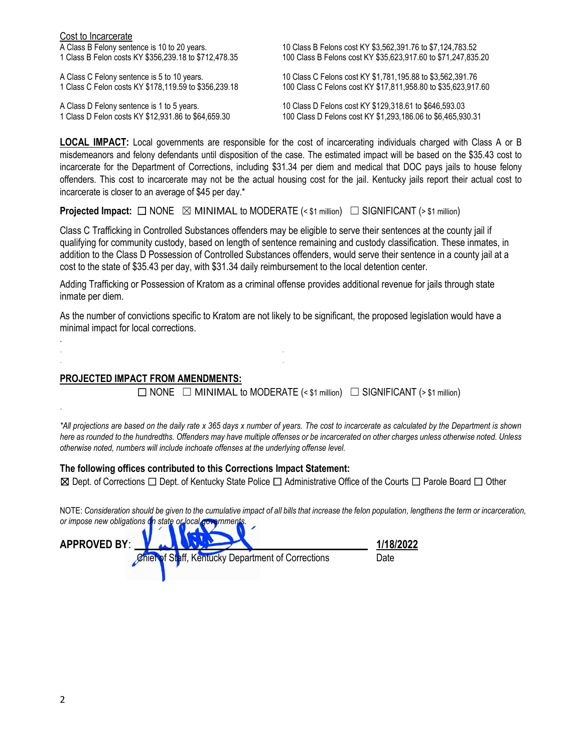Cost to Incarcerate

| | |
|---|---|
| A Class B Felony sentence is 10 to 20 years.<br>1 Class B Felon costs KY $356,239.18 to $712,478.35 | 10 Class B Felons cost KY $3,562,391.76 to $7,124,783.52<br>100 Class B Felons cost KY $35,623,917.60 to $71,247,835.20 |
| A Class C Felony sentence is 5 to 10 years.<br>1 Class C Felon costs KY $178,119.59 to $356,239.18 | 10 Class C Felons cost KY $1,781,195.88 to $3,562,391.76<br>100 Class C Felons cost KY $17,811,958.80 to $35,623,917.60 |
| A Class D Felony sentence is 1 to 5 years.<br>1 Class D Felon costs KY $12,931.86 to $64,659.30 | 10 Class D Felons cost KY $129,318.61 to $646,593.03<br>100 Class D Felons cost KY $1,293,186.06 to $6,465,930.31 |

**LOCAL IMPACT:** Local governments are responsible for the cost of incarcerating individuals charged with Class A or B misdemeanors and felony defendants until disposition of the case. The estimated impact will be based on the $35.43 cost to incarcerate for the Department of Corrections, including $31.34 per diem and medical that DOC pays jails to house felony offenders. This cost to incarcerate may not be the actual housing cost for the jail. Kentucky jails report their actual cost to incarcerate is closer to an average of $45 per day.*

**Projected Impact:** ☐ NONE ☒ MINIMAL to MODERATE (< $1 million) ☐ SIGNIFICANT (> $1 million)

Class C Trafficking in Controlled Substances offenders may be eligible to serve their sentences at the county jail if qualifying for community custody, based on length of sentence remaining and custody classification. These inmates, in addition to the Class D Possession of Controlled Substances offenders, would serve their sentence in a county jail at a cost to the state of $35.43 per day, with $31.34 daily reimbursement to the local detention center.

Adding Trafficking or Possession of Kratom as a criminal offense provides additional revenue for jails through state inmate per diem.

As the number of convictions specific to Kratom are not likely to be significant, the proposed legislation would have a minimal impact for local corrections.

**PROJECTED IMPACT FROM AMENDMENTS:**

☐ NONE ☐ MINIMAL to MODERATE (< $1 million) ☐ SIGNIFICANT (> $1 million)

*\*All projections are based on the daily rate x 365 days x number of years. The cost to incarcerate as calculated by the Department is shown here as rounded to the hundredths. Offenders may have multiple offenses or be incarcerated on other charges unless otherwise noted. Unless otherwise noted, numbers will include inchoate offenses at the underlying offense level.*

**The following offices contributed to this Corrections Impact Statement:**

☒ Dept. of Corrections ☐ Dept. of Kentucky State Police ☐ Administrative Office of the Courts ☐ Parole Board ☐ Other

NOTE: *Consideration should be given to the cumulative impact of all bills that increase the felon population, lengthens the term or incarceration, or impose new obligations on state or local governments.*

**APPROVED BY:** ______________________________ **1/18/2022**

Chief of Staff, Kentucky Department of Corrections Date